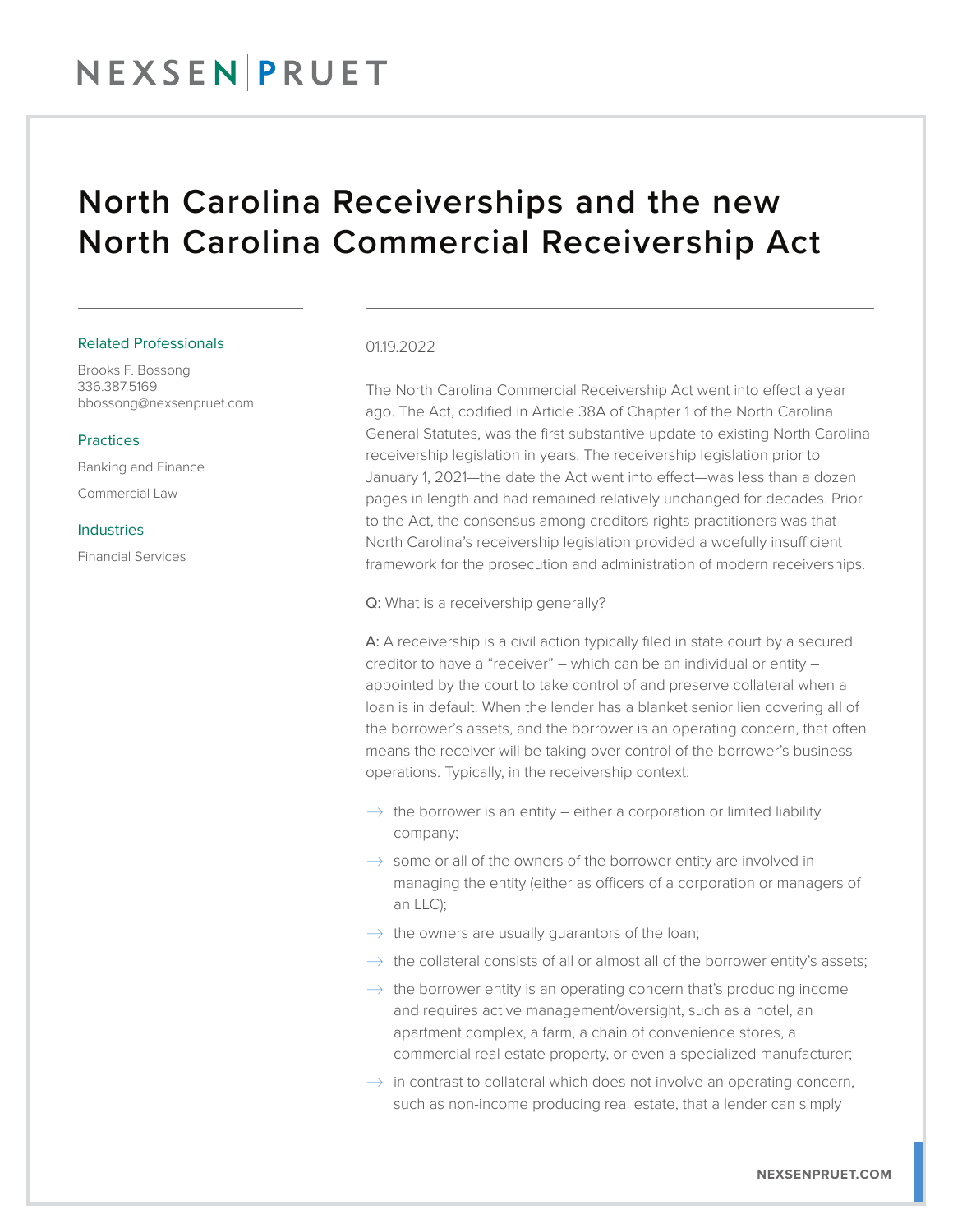# North Carolina Receiverships and the new North Carolina Commercial Receivership Act

**Related Professionals**

Brooks F. Bossong
336.387.5169
bbossong@nexsenpruet.com

**Practices**

Banking and Finance

Commercial Law

**Industries**

Financial Services

01.19.2022

The North Carolina Commercial Receivership Act went into effect a year ago. The Act, codified in Article 38A of Chapter 1 of the North Carolina General Statutes, was the first substantive update to existing North Carolina receivership legislation in years. The receivership legislation prior to January 1, 2021—the date the Act went into effect—was less than a dozen pages in length and had remained relatively unchanged for decades. Prior to the Act, the consensus among creditors rights practitioners was that North Carolina's receivership legislation provided a woefully insufficient framework for the prosecution and administration of modern receiverships.

Q: What is a receivership generally?

A: A receivership is a civil action typically filed in state court by a secured creditor to have a "receiver" – which can be an individual or entity – appointed by the court to take control of and preserve collateral when a loan is in default. When the lender has a blanket senior lien covering all of the borrower's assets, and the borrower is an operating concern, that often means the receiver will be taking over control of the borrower's business operations. Typically, in the receivership context:

- the borrower is an entity – either a corporation or limited liability company;
- some or all of the owners of the borrower entity are involved in managing the entity (either as officers of a corporation or managers of an LLC);
- the owners are usually guarantors of the loan;
- the collateral consists of all or almost all of the borrower entity's assets;
- the borrower entity is an operating concern that's producing income and requires active management/oversight, such as a hotel, an apartment complex, a farm, a chain of convenience stores, a commercial real estate property, or even a specialized manufacturer;
- in contrast to collateral which does not involve an operating concern, such as non-income producing real estate, that a lender can simply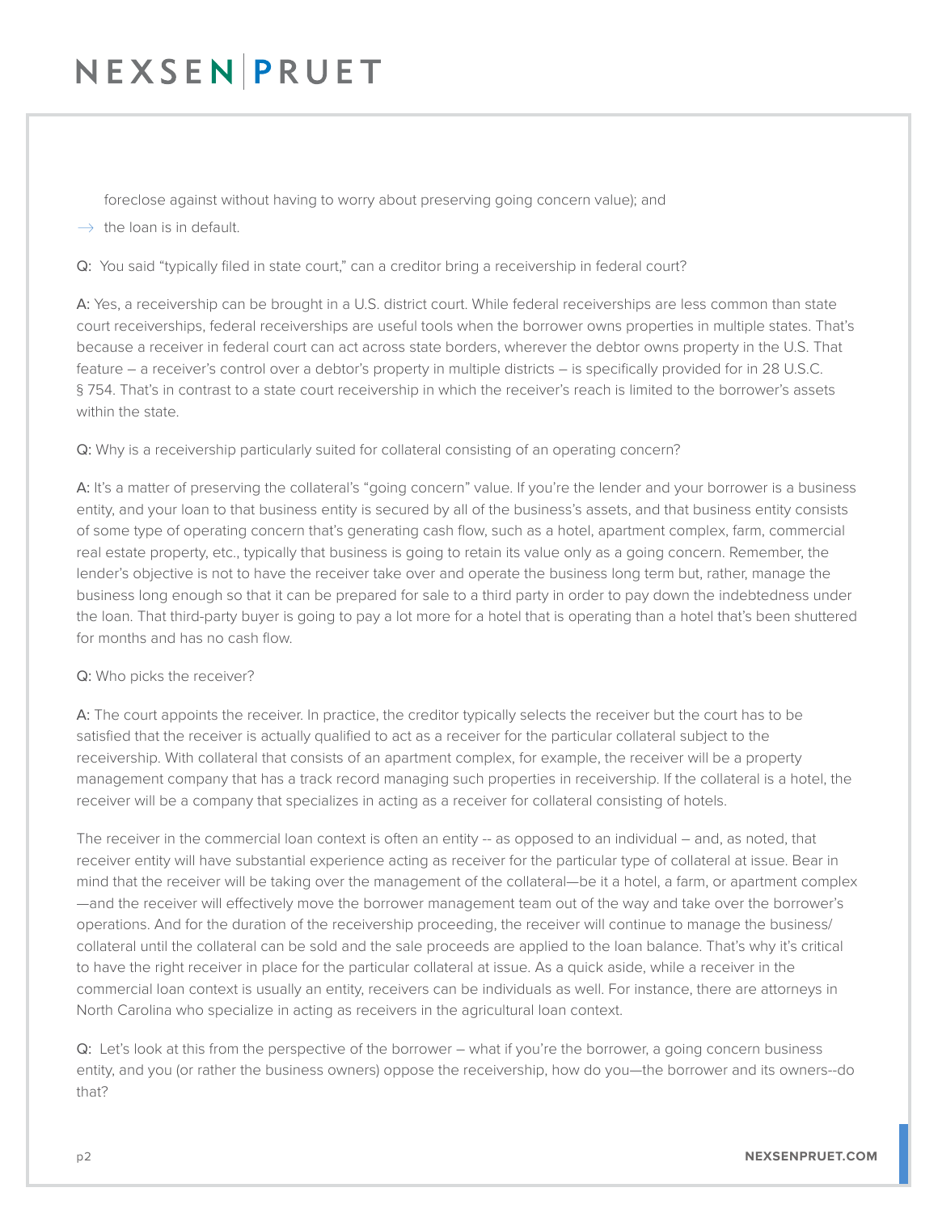foreclose against without having to worry about preserving going concern value); and

- the loan is in default.

Q: You said "typically filed in state court," can a creditor bring a receivership in federal court?

A: Yes, a receivership can be brought in a U.S. district court. While federal receiverships are less common than state court receiverships, federal receiverships are useful tools when the borrower owns properties in multiple states. That's because a receiver in federal court can act across state borders, wherever the debtor owns property in the U.S. That feature – a receiver's control over a debtor's property in multiple districts – is specifically provided for in 28 U.S.C. § 754. That's in contrast to a state court receivership in which the receiver's reach is limited to the borrower's assets within the state.

Q: Why is a receivership particularly suited for collateral consisting of an operating concern?

A: It's a matter of preserving the collateral's "going concern" value. If you're the lender and your borrower is a business entity, and your loan to that business entity is secured by all of the business's assets, and that business entity consists of some type of operating concern that's generating cash flow, such as a hotel, apartment complex, farm, commercial real estate property, etc., typically that business is going to retain its value only as a going concern. Remember, the lender's objective is not to have the receiver take over and operate the business long term but, rather, manage the business long enough so that it can be prepared for sale to a third party in order to pay down the indebtedness under the loan. That third-party buyer is going to pay a lot more for a hotel that is operating than a hotel that's been shuttered for months and has no cash flow.

Q: Who picks the receiver?

A: The court appoints the receiver. In practice, the creditor typically selects the receiver but the court has to be satisfied that the receiver is actually qualified to act as a receiver for the particular collateral subject to the receivership. With collateral that consists of an apartment complex, for example, the receiver will be a property management company that has a track record managing such properties in receivership. If the collateral is a hotel, the receiver will be a company that specializes in acting as a receiver for collateral consisting of hotels.

The receiver in the commercial loan context is often an entity -- as opposed to an individual – and, as noted, that receiver entity will have substantial experience acting as receiver for the particular type of collateral at issue. Bear in mind that the receiver will be taking over the management of the collateral—be it a hotel, a farm, or apartment complex—and the receiver will effectively move the borrower management team out of the way and take over the borrower's operations. And for the duration of the receivership proceeding, the receiver will continue to manage the business/collateral until the collateral can be sold and the sale proceeds are applied to the loan balance. That's why it's critical to have the right receiver in place for the particular collateral at issue. As a quick aside, while a receiver in the commercial loan context is usually an entity, receivers can be individuals as well. For instance, there are attorneys in North Carolina who specialize in acting as receivers in the agricultural loan context.

Q: Let's look at this from the perspective of the borrower – what if you're the borrower, a going concern business entity, and you (or rather the business owners) oppose the receivership, how do you—the borrower and its owners--do that?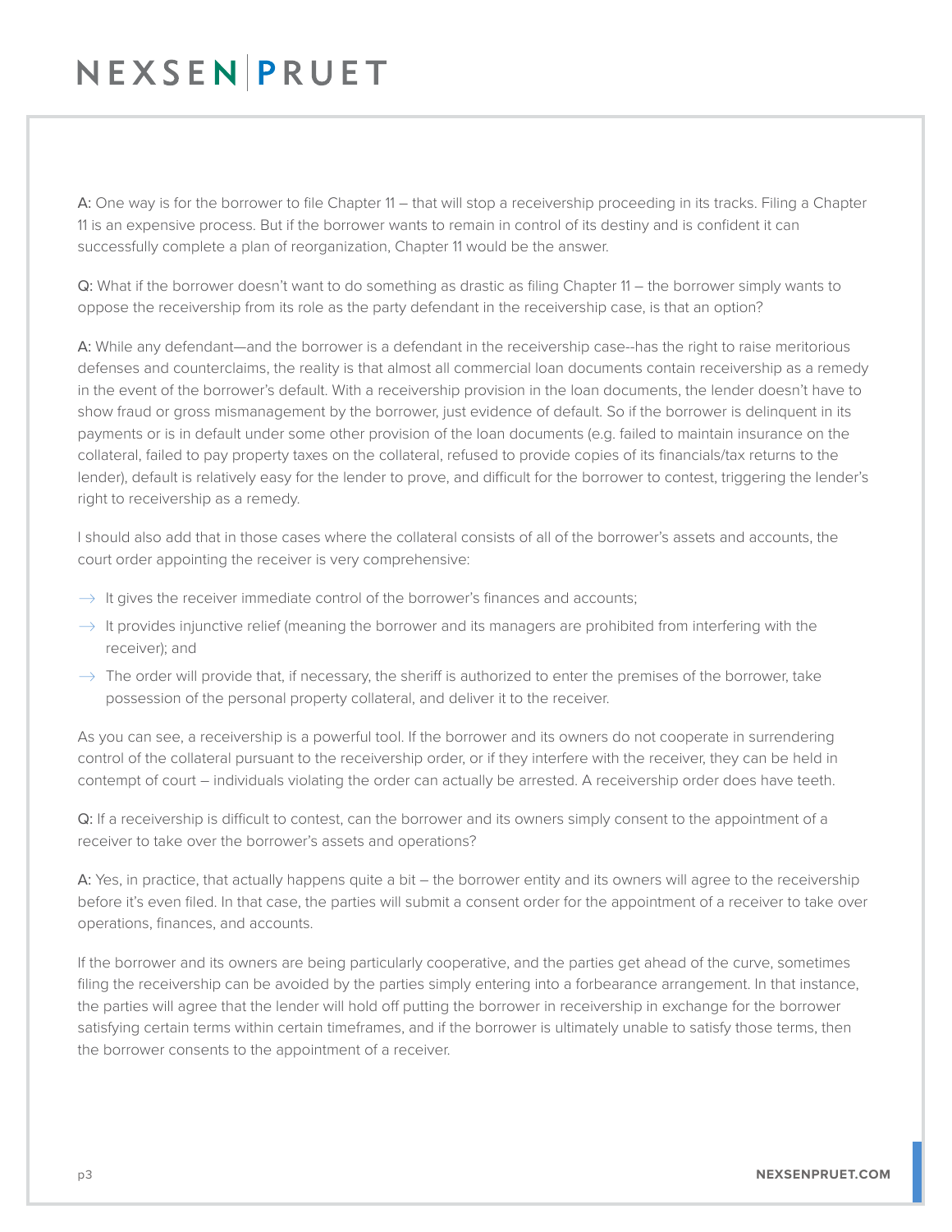**A:** One way is for the borrower to file Chapter 11 – that will stop a receivership proceeding in its tracks. Filing a Chapter 11 is an expensive process. But if the borrower wants to remain in control of its destiny and is confident it can successfully complete a plan of reorganization, Chapter 11 would be the answer.

**Q:** What if the borrower doesn't want to do something as drastic as filing Chapter 11 – the borrower simply wants to oppose the receivership from its role as the party defendant in the receivership case, is that an option?

**A:** While any defendant—and the borrower is a defendant in the receivership case--has the right to raise meritorious defenses and counterclaims, the reality is that almost all commercial loan documents contain receivership as a remedy in the event of the borrower's default. With a receivership provision in the loan documents, the lender doesn't have to show fraud or gross mismanagement by the borrower, just evidence of default. So if the borrower is delinquent in its payments or is in default under some other provision of the loan documents (e.g. failed to maintain insurance on the collateral, failed to pay property taxes on the collateral, refused to provide copies of its financials/tax returns to the lender), default is relatively easy for the lender to prove, and difficult for the borrower to contest, triggering the lender's right to receivership as a remedy.

I should also add that in those cases where the collateral consists of all of the borrower's assets and accounts, the court order appointing the receiver is very comprehensive:

- It gives the receiver immediate control of the borrower's finances and accounts;
- It provides injunctive relief (meaning the borrower and its managers are prohibited from interfering with the receiver); and
- The order will provide that, if necessary, the sheriff is authorized to enter the premises of the borrower, take possession of the personal property collateral, and deliver it to the receiver.

As you can see, a receivership is a powerful tool. If the borrower and its owners do not cooperate in surrendering control of the collateral pursuant to the receivership order, or if they interfere with the receiver, they can be held in contempt of court – individuals violating the order can actually be arrested. A receivership order does have teeth.

**Q:** If a receivership is difficult to contest, can the borrower and its owners simply consent to the appointment of a receiver to take over the borrower's assets and operations?

**A:** Yes, in practice, that actually happens quite a bit – the borrower entity and its owners will agree to the receivership before it's even filed. In that case, the parties will submit a consent order for the appointment of a receiver to take over operations, finances, and accounts.

If the borrower and its owners are being particularly cooperative, and the parties get ahead of the curve, sometimes filing the receivership can be avoided by the parties simply entering into a forbearance arrangement. In that instance, the parties will agree that the lender will hold off putting the borrower in receivership in exchange for the borrower satisfying certain terms within certain timeframes, and if the borrower is ultimately unable to satisfy those terms, then the borrower consents to the appointment of a receiver.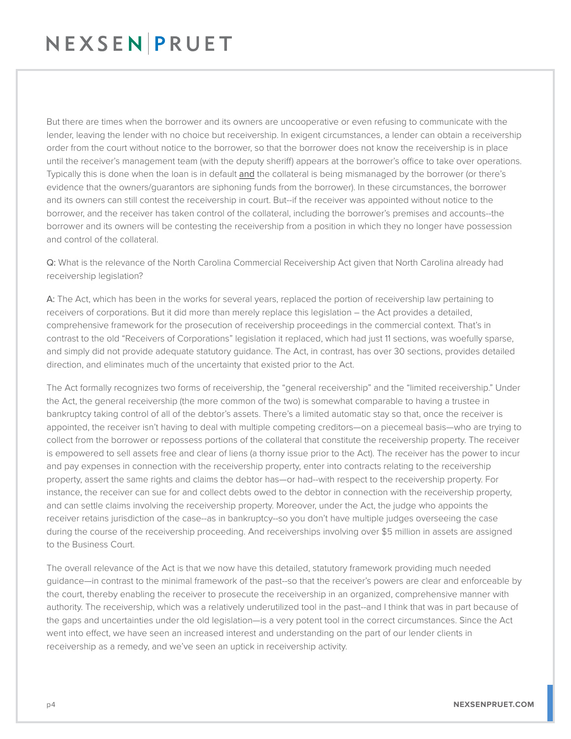But there are times when the borrower and its owners are uncooperative or even refusing to communicate with the lender, leaving the lender with no choice but receivership. In exigent circumstances, a lender can obtain a receivership order from the court without notice to the borrower, so that the borrower does not know the receivership is in place until the receiver's management team (with the deputy sheriff) appears at the borrower's office to take over operations. Typically this is done when the loan is in default <u>and</u> the collateral is being mismanaged by the borrower (or there's evidence that the owners/guarantors are siphoning funds from the borrower). In these circumstances, the borrower and its owners can still contest the receivership in court. But--if the receiver was appointed without notice to the borrower, and the receiver has taken control of the collateral, including the borrower's premises and accounts--the borrower and its owners will be contesting the receivership from a position in which they no longer have possession and control of the collateral.

Q: What is the relevance of the North Carolina Commercial Receivership Act given that North Carolina already had receivership legislation?

A: The Act, which has been in the works for several years, replaced the portion of receivership law pertaining to receivers of corporations. But it did more than merely replace this legislation – the Act provides a detailed, comprehensive framework for the prosecution of receivership proceedings in the commercial context. That's in contrast to the old "Receivers of Corporations" legislation it replaced, which had just 11 sections, was woefully sparse, and simply did not provide adequate statutory guidance. The Act, in contrast, has over 30 sections, provides detailed direction, and eliminates much of the uncertainty that existed prior to the Act.

The Act formally recognizes two forms of receivership, the "general receivership" and the "limited receivership." Under the Act, the general receivership (the more common of the two) is somewhat comparable to having a trustee in bankruptcy taking control of all of the debtor's assets. There's a limited automatic stay so that, once the receiver is appointed, the receiver isn't having to deal with multiple competing creditors—on a piecemeal basis—who are trying to collect from the borrower or repossess portions of the collateral that constitute the receivership property. The receiver is empowered to sell assets free and clear of liens (a thorny issue prior to the Act). The receiver has the power to incur and pay expenses in connection with the receivership property, enter into contracts relating to the receivership property, assert the same rights and claims the debtor has—or had--with respect to the receivership property. For instance, the receiver can sue for and collect debts owed to the debtor in connection with the receivership property, and can settle claims involving the receivership property. Moreover, under the Act, the judge who appoints the receiver retains jurisdiction of the case--as in bankruptcy--so you don't have multiple judges overseeing the case during the course of the receivership proceeding. And receiverships involving over $5 million in assets are assigned to the Business Court.

The overall relevance of the Act is that we now have this detailed, statutory framework providing much needed guidance—in contrast to the minimal framework of the past--so that the receiver's powers are clear and enforceable by the court, thereby enabling the receiver to prosecute the receivership in an organized, comprehensive manner with authority. The receivership, which was a relatively underutilized tool in the past--and I think that was in part because of the gaps and uncertainties under the old legislation—is a very potent tool in the correct circumstances. Since the Act went into effect, we have seen an increased interest and understanding on the part of our lender clients in receivership as a remedy, and we've seen an uptick in receivership activity.